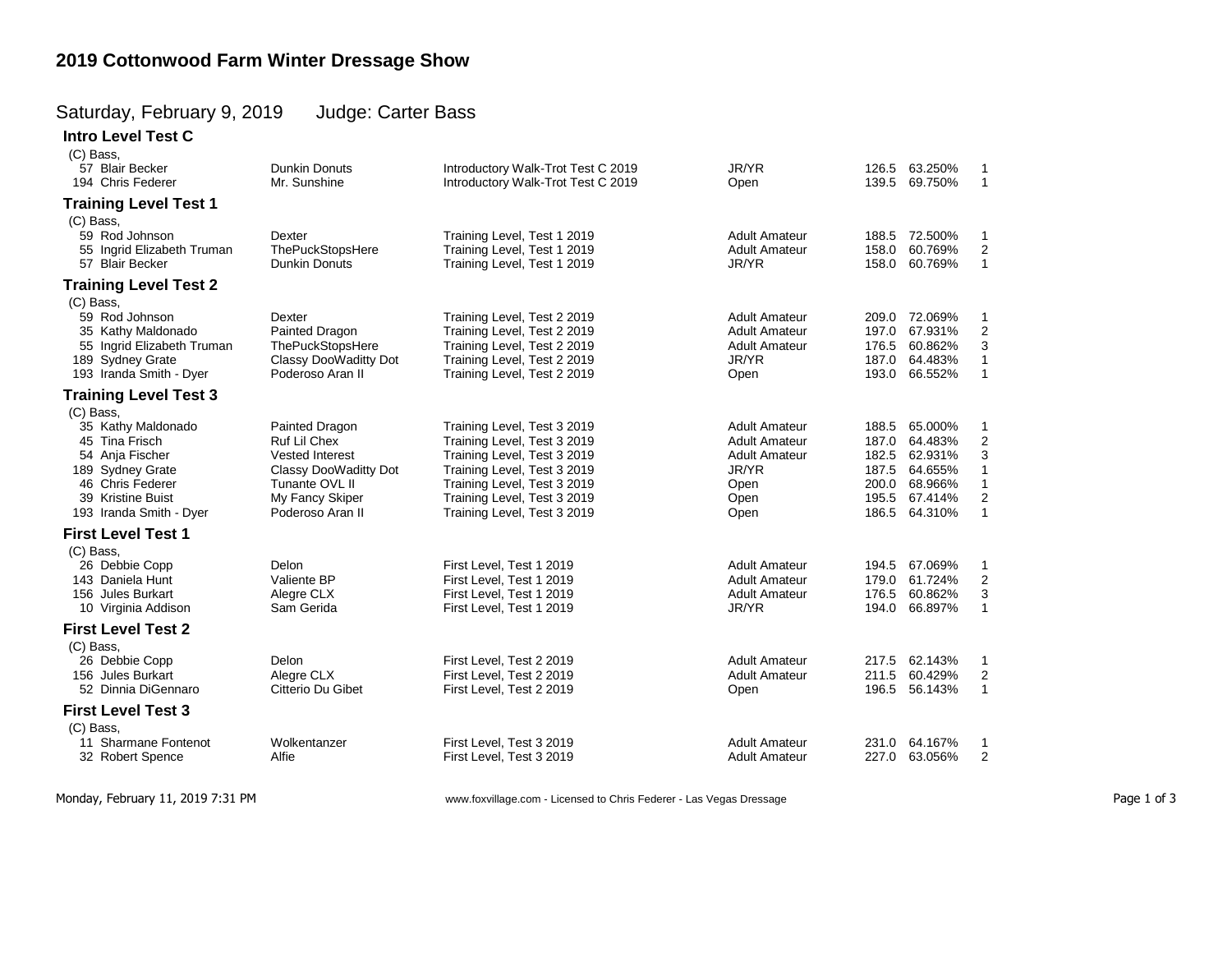# 2019 Cottonwood Farm Winter Dressage Show

## Saturday, February 9, 2019 Judge: Carter Bass

### Intro Level Test C

(C) Bass,

| No. | Rider | Horse | Test | Division | Score | Percent | Place |
|---|---|---|---|---|---|---|---|
| 57 | Blair Becker | Dunkin Donuts | Introductory Walk-Trot Test C 2019 | JR/YR | 126.5 | 63.250% | 1 |
| 194 | Chris Federer | Mr. Sunshine | Introductory Walk-Trot Test C 2019 | Open | 139.5 | 69.750% | 1 |

### Training Level Test 1

(C) Bass,

| No. | Rider | Horse | Test | Division | Score | Percent | Place |
|---|---|---|---|---|---|---|---|
| 59 | Rod Johnson | Dexter | Training Level, Test 1 2019 | Adult Amateur | 188.5 | 72.500% | 1 |
| 55 | Ingrid Elizabeth Truman | ThePuckStopsHere | Training Level, Test 1 2019 | Adult Amateur | 158.0 | 60.769% | 2 |
| 57 | Blair Becker | Dunkin Donuts | Training Level, Test 1 2019 | JR/YR | 158.0 | 60.769% | 1 |

### Training Level Test 2

(C) Bass,

| No. | Rider | Horse | Test | Division | Score | Percent | Place |
|---|---|---|---|---|---|---|---|
| 59 | Rod Johnson | Dexter | Training Level, Test 2 2019 | Adult Amateur | 209.0 | 72.069% | 1 |
| 35 | Kathy Maldonado | Painted Dragon | Training Level, Test 2 2019 | Adult Amateur | 197.0 | 67.931% | 2 |
| 55 | Ingrid Elizabeth Truman | ThePuckStopsHere | Training Level, Test 2 2019 | Adult Amateur | 176.5 | 60.862% | 3 |
| 189 | Sydney Grate | Classy DooWaditty Dot | Training Level, Test 2 2019 | JR/YR | 187.0 | 64.483% | 1 |
| 193 | Iranda Smith - Dyer | Poderoso Aran II | Training Level, Test 2 2019 | Open | 193.0 | 66.552% | 1 |

### Training Level Test 3

(C) Bass,

| No. | Rider | Horse | Test | Division | Score | Percent | Place |
|---|---|---|---|---|---|---|---|
| 35 | Kathy Maldonado | Painted Dragon | Training Level, Test 3 2019 | Adult Amateur | 188.5 | 65.000% | 1 |
| 45 | Tina Frisch | Ruf Lil Chex | Training Level, Test 3 2019 | Adult Amateur | 187.0 | 64.483% | 2 |
| 54 | Anja Fischer | Vested Interest | Training Level, Test 3 2019 | Adult Amateur | 182.5 | 62.931% | 3 |
| 189 | Sydney Grate | Classy DooWaditty Dot | Training Level, Test 3 2019 | JR/YR | 187.5 | 64.655% | 1 |
| 46 | Chris Federer | Tunante OVL II | Training Level, Test 3 2019 | Open | 200.0 | 68.966% | 1 |
| 39 | Kristine Buist | My Fancy Skiper | Training Level, Test 3 2019 | Open | 195.5 | 67.414% | 2 |
| 193 | Iranda Smith - Dyer | Poderoso Aran II | Training Level, Test 3 2019 | Open | 186.5 | 64.310% | 1 |

### First Level Test 1

(C) Bass,

| No. | Rider | Horse | Test | Division | Score | Percent | Place |
|---|---|---|---|---|---|---|---|
| 26 | Debbie Copp | Delon | First Level, Test 1 2019 | Adult Amateur | 194.5 | 67.069% | 1 |
| 143 | Daniela Hunt | Valiente BP | First Level, Test 1 2019 | Adult Amateur | 179.0 | 61.724% | 2 |
| 156 | Jules Burkart | Alegre CLX | First Level, Test 1 2019 | Adult Amateur | 176.5 | 60.862% | 3 |
| 10 | Virginia Addison | Sam Gerida | First Level, Test 1 2019 | JR/YR | 194.0 | 66.897% | 1 |

### First Level Test 2

(C) Bass,

| No. | Rider | Horse | Test | Division | Score | Percent | Place |
|---|---|---|---|---|---|---|---|
| 26 | Debbie Copp | Delon | First Level, Test 2 2019 | Adult Amateur | 217.5 | 62.143% | 1 |
| 156 | Jules Burkart | Alegre CLX | First Level, Test 2 2019 | Adult Amateur | 211.5 | 60.429% | 2 |
| 52 | Dinnia DiGennaro | Citterio Du Gibet | First Level, Test 2 2019 | Open | 196.5 | 56.143% | 1 |

### First Level Test 3

(C) Bass,

| No. | Rider | Horse | Test | Division | Score | Percent | Place |
|---|---|---|---|---|---|---|---|
| 11 | Sharmane Fontenot | Wolkentanzer | First Level, Test 3 2019 | Adult Amateur | 231.0 | 64.167% | 1 |
| 32 | Robert Spence | Alfie | First Level, Test 3 2019 | Adult Amateur | 227.0 | 63.056% | 2 |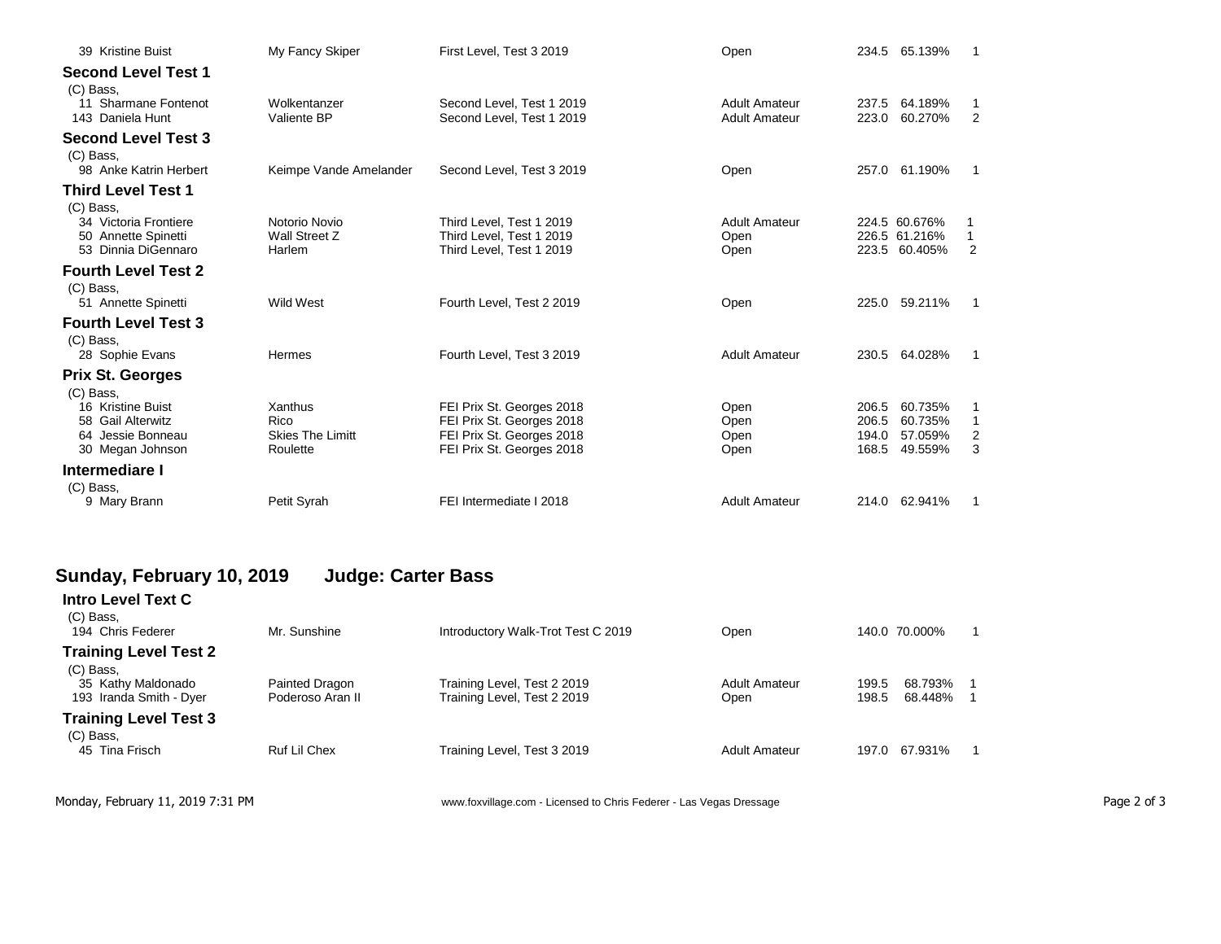| | | | | | | |
|---|---|---|---|---|---|---|
| 39 Kristine Buist | My Fancy Skiper | First Level, Test 3 2019 | Open | 234.5 | 65.139% | 1 |

**Second Level Test 1**

(C) Bass,

| | | | | | | |
|---|---|---|---|---|---|---|
| 11 Sharmane Fontenot | Wolkentanzer | Second Level, Test 1 2019 | Adult Amateur | 237.5 | 64.189% | 1 |
| 143 Daniela Hunt | Valiente BP | Second Level, Test 1 2019 | Adult Amateur | 223.0 | 60.270% | 2 |

**Second Level Test 3**

(C) Bass,

| | | | | | | |
|---|---|---|---|---|---|---|
| 98 Anke Katrin Herbert | Keimpe Vande Amelander | Second Level, Test 3 2019 | Open | 257.0 | 61.190% | 1 |

**Third Level Test 1**

(C) Bass,

| | | | | | | |
|---|---|---|---|---|---|---|
| 34 Victoria Frontiere | Notorio Novio | Third Level, Test 1 2019 | Adult Amateur | 224.5 | 60.676% | 1 |
| 50 Annette Spinetti | Wall Street Z | Third Level, Test 1 2019 | Open | 226.5 | 61.216% | 1 |
| 53 Dinnia DiGennaro | Harlem | Third Level, Test 1 2019 | Open | 223.5 | 60.405% | 2 |

**Fourth Level Test 2**

(C) Bass,

| | | | | | | |
|---|---|---|---|---|---|---|
| 51 Annette Spinetti | Wild West | Fourth Level, Test 2 2019 | Open | 225.0 | 59.211% | 1 |

**Fourth Level Test 3**

(C) Bass,

| | | | | | | |
|---|---|---|---|---|---|---|
| 28 Sophie Evans | Hermes | Fourth Level, Test 3 2019 | Adult Amateur | 230.5 | 64.028% | 1 |

**Prix St. Georges**

(C) Bass,

| | | | | | | |
|---|---|---|---|---|---|---|
| 16 Kristine Buist | Xanthus | FEI Prix St. Georges 2018 | Open | 206.5 | 60.735% | 1 |
| 58 Gail Alterwitz | Rico | FEI Prix St. Georges 2018 | Open | 206.5 | 60.735% | 1 |
| 64 Jessie Bonneau | Skies The Limitt | FEI Prix St. Georges 2018 | Open | 194.0 | 57.059% | 2 |
| 30 Megan Johnson | Roulette | FEI Prix St. Georges 2018 | Open | 168.5 | 49.559% | 3 |

**Intermediare I**

(C) Bass,

| | | | | | | |
|---|---|---|---|---|---|---|
| 9 Mary Brann | Petit Syrah | FEI Intermediate I 2018 | Adult Amateur | 214.0 | 62.941% | 1 |

## Sunday, February 10, 2019 Judge: Carter Bass

**Intro Level Text C**

(C) Bass,

| | | | | | | |
|---|---|---|---|---|---|---|
| 194 Chris Federer | Mr. Sunshine | Introductory Walk-Trot Test C 2019 | Open | 140.0 | 70.000% | 1 |

**Training Level Test 2**

(C) Bass,

| | | | | | | |
|---|---|---|---|---|---|---|
| 35 Kathy Maldonado | Painted Dragon | Training Level, Test 2 2019 | Adult Amateur | 199.5 | 68.793% | 1 |
| 193 Iranda Smith - Dyer | Poderoso Aran II | Training Level, Test 2 2019 | Open | 198.5 | 68.448% | 1 |

**Training Level Test 3**

(C) Bass,

| | | | | | | |
|---|---|---|---|---|---|---|
| 45 Tina Frisch | Ruf Lil Chex | Training Level, Test 3 2019 | Adult Amateur | 197.0 | 67.931% | 1 |

Monday, February 11, 2019 7:31 PM www.foxvillage.com - Licensed to Chris Federer - Las Vegas Dressage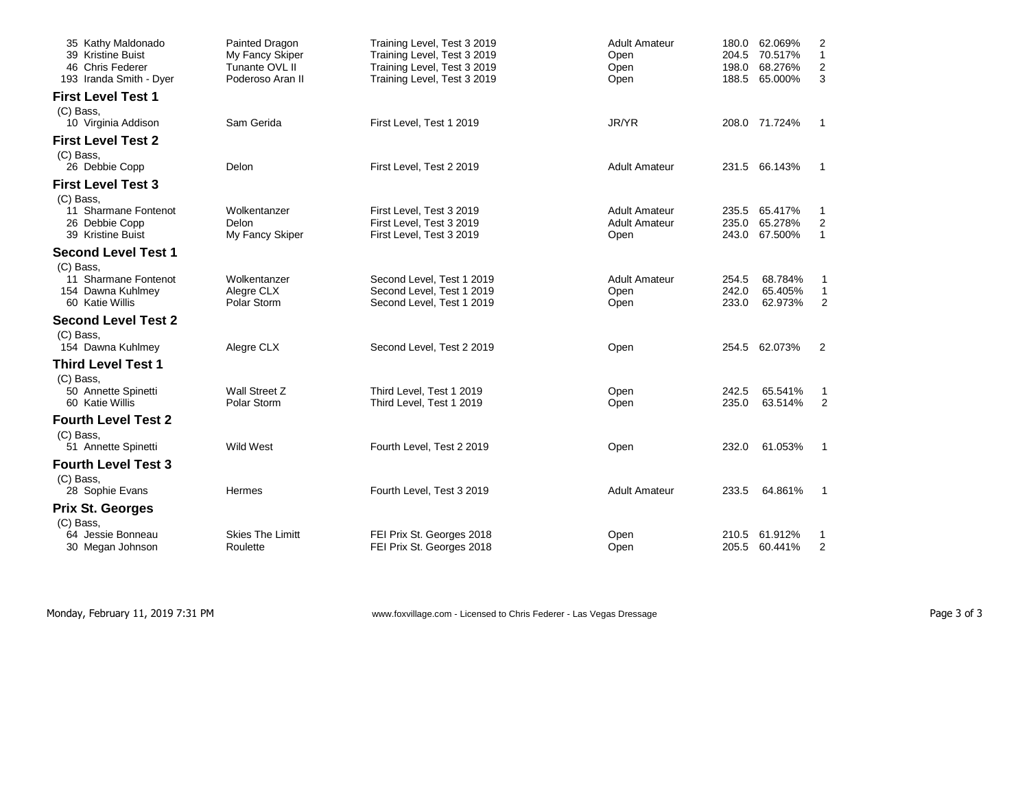| | | | | | | |
|---|---|---|---|---|---|---|
| 35 Kathy Maldonado | Painted Dragon | Training Level, Test 3 2019 | Adult Amateur | 180.0 | 62.069% | 2 |
| 39 Kristine Buist | My Fancy Skiper | Training Level, Test 3 2019 | Open | 204.5 | 70.517% | 1 |
| 46 Chris Federer | Tunante OVL II | Training Level, Test 3 2019 | Open | 198.0 | 68.276% | 2 |
| 193 Iranda Smith - Dyer | Poderoso Aran II | Training Level, Test 3 2019 | Open | 188.5 | 65.000% | 3 |

## First Level Test 1

(C) Bass,

| | | | | | | |
|---|---|---|---|---|---|---|
| 10 Virginia Addison | Sam Gerida | First Level, Test 1 2019 | JR/YR | 208.0 | 71.724% | 1 |

## First Level Test 2

(C) Bass,

| | | | | | | |
|---|---|---|---|---|---|---|
| 26 Debbie Copp | Delon | First Level, Test 2 2019 | Adult Amateur | 231.5 | 66.143% | 1 |

## First Level Test 3

(C) Bass,

| | | | | | | |
|---|---|---|---|---|---|---|
| 11 Sharmane Fontenot | Wolkentanzer | First Level, Test 3 2019 | Adult Amateur | 235.5 | 65.417% | 1 |
| 26 Debbie Copp | Delon | First Level, Test 3 2019 | Adult Amateur | 235.0 | 65.278% | 2 |
| 39 Kristine Buist | My Fancy Skiper | First Level, Test 3 2019 | Open | 243.0 | 67.500% | 1 |

## Second Level Test 1

(C) Bass,

| | | | | | | |
|---|---|---|---|---|---|---|
| 11 Sharmane Fontenot | Wolkentanzer | Second Level, Test 1 2019 | Adult Amateur | 254.5 | 68.784% | 1 |
| 154 Dawna Kuhlmey | Alegre CLX | Second Level, Test 1 2019 | Open | 242.0 | 65.405% | 1 |
| 60 Katie Willis | Polar Storm | Second Level, Test 1 2019 | Open | 233.0 | 62.973% | 2 |

## Second Level Test 2

(C) Bass,

| | | | | | | |
|---|---|---|---|---|---|---|
| 154 Dawna Kuhlmey | Alegre CLX | Second Level, Test 2 2019 | Open | 254.5 | 62.073% | 2 |

## Third Level Test 1

(C) Bass,

| | | | | | | |
|---|---|---|---|---|---|---|
| 50 Annette Spinetti | Wall Street Z | Third Level, Test 1 2019 | Open | 242.5 | 65.541% | 1 |
| 60 Katie Willis | Polar Storm | Third Level, Test 1 2019 | Open | 235.0 | 63.514% | 2 |

## Fourth Level Test 2

(C) Bass,

| | | | | | | |
|---|---|---|---|---|---|---|
| 51 Annette Spinetti | Wild West | Fourth Level, Test 2 2019 | Open | 232.0 | 61.053% | 1 |

## Fourth Level Test 3

(C) Bass,

| | | | | | | |
|---|---|---|---|---|---|---|
| 28 Sophie Evans | Hermes | Fourth Level, Test 3 2019 | Adult Amateur | 233.5 | 64.861% | 1 |

## Prix St. Georges

(C) Bass,

| | | | | | | |
|---|---|---|---|---|---|---|
| 64 Jessie Bonneau | Skies The Limitt | FEI Prix St. Georges 2018 | Open | 210.5 | 61.912% | 1 |
| 30 Megan Johnson | Roulette | FEI Prix St. Georges 2018 | Open | 205.5 | 60.441% | 2 |

Monday, February 11, 2019 7:31 PM — www.foxvillage.com - Licensed to Chris Federer - Las Vegas Dressage